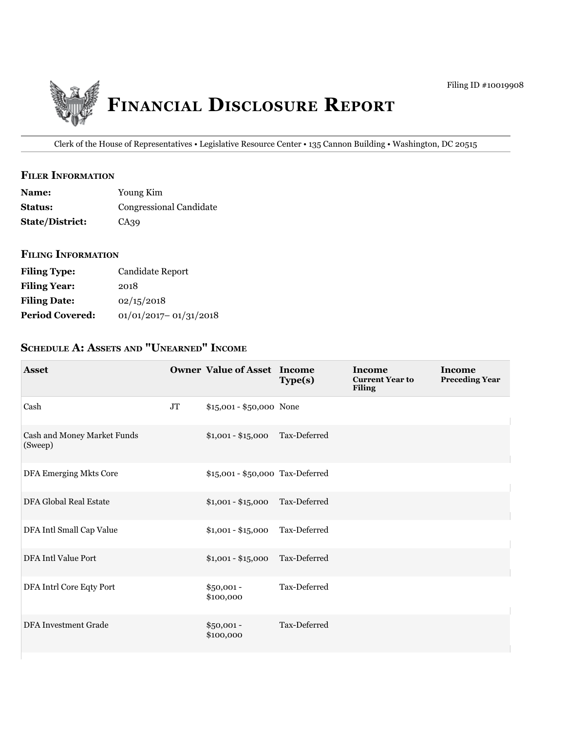Filing ID #10019908

# Financial Disclosure Report

Clerk of the House of Representatives • Legislative Resource Center • 135 Cannon Building • Washington, DC 20515

## Filer Information

**Name:** Young Kim
**Status:** Congressional Candidate
**State/District:** CA39

## Filing Information

**Filing Type:** Candidate Report
**Filing Year:** 2018
**Filing Date:** 02/15/2018
**Period Covered:** 01/01/2017– 01/31/2018

## Schedule A: Assets and "Unearned" Income

| Asset | Owner | Value of Asset | Income Type(s) | Income Current Year to Filing | Income Preceding Year |
|---|---|---|---|---|---|
| Cash | JT | $15,001 - $50,000 | None | | |
| Cash and Money Market Funds (Sweep) | | $1,001 - $15,000 | Tax-Deferred | | |
| DFA Emerging Mkts Core | | $15,001 - $50,000 | Tax-Deferred | | |
| DFA Global Real Estate | | $1,001 - $15,000 | Tax-Deferred | | |
| DFA Intl Small Cap Value | | $1,001 - $15,000 | Tax-Deferred | | |
| DFA Intl Value Port | | $1,001 - $15,000 | Tax-Deferred | | |
| DFA Intrl Core Eqty Port | | $50,001 - $100,000 | Tax-Deferred | | |
| DFA Investment Grade | | $50,001 - $100,000 | Tax-Deferred | | |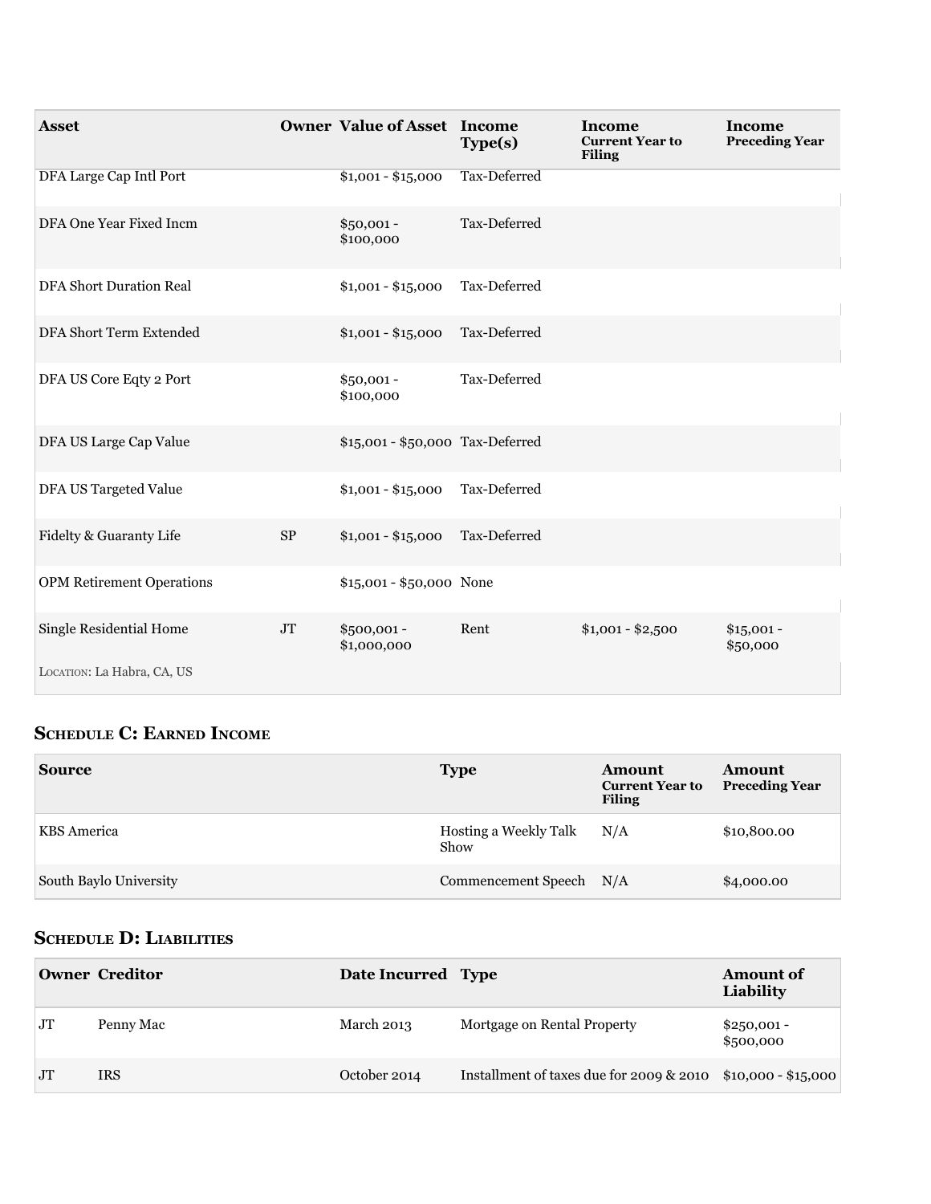| Asset | Owner | Value of Asset | Income Type(s) | Income Current Year to Filing | Income Preceding Year |
| --- | --- | --- | --- | --- | --- |
| DFA Large Cap Intl Port | | $1,001 - $15,000 | Tax-Deferred | | |
| DFA One Year Fixed Incm | | $50,001 - $100,000 | Tax-Deferred | | |
| DFA Short Duration Real | | $1,001 - $15,000 | Tax-Deferred | | |
| DFA Short Term Extended | | $1,001 - $15,000 | Tax-Deferred | | |
| DFA US Core Eqty 2 Port | | $50,001 - $100,000 | Tax-Deferred | | |
| DFA US Large Cap Value | | $15,001 - $50,000 | Tax-Deferred | | |
| DFA US Targeted Value | | $1,001 - $15,000 | Tax-Deferred | | |
| Fidelty & Guaranty Life | SP | $1,001 - $15,000 | Tax-Deferred | | |
| OPM Retirement Operations | | $15,001 - $50,000 | None | | |
| Single Residential Home<br>LOCATION: La Habra, CA, US | JT | $500,001 - $1,000,000 | Rent | $1,001 - $2,500 | $15,001 - $50,000 |

## Schedule C: Earned Income

| Source | Type | Amount Current Year to Filing | Amount Preceding Year |
| --- | --- | --- | --- |
| KBS America | Hosting a Weekly Talk Show | N/A | $10,800.00 |
| South Baylo University | Commencement Speech | N/A | $4,000.00 |

## Schedule D: Liabilities

| Owner | Creditor | Date Incurred | Type | Amount of Liability |
| --- | --- | --- | --- | --- |
| JT | Penny Mac | March 2013 | Mortgage on Rental Property | $250,001 - $500,000 |
| JT | IRS | October 2014 | Installment of taxes due for 2009 & 2010 | $10,000 - $15,000 |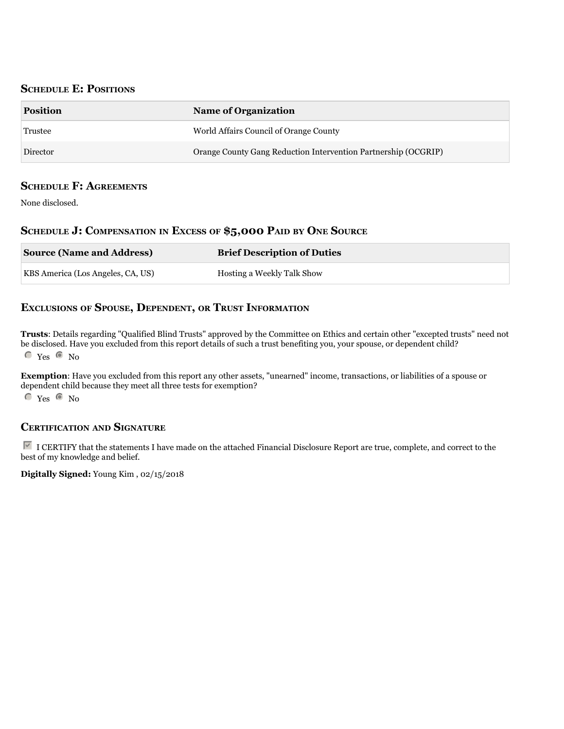## Schedule E: Positions

| Position | Name of Organization |
|---|---|
| Trustee | World Affairs Council of Orange County |
| Director | Orange County Gang Reduction Intervention Partnership (OCGRIP) |

## Schedule F: Agreements

None disclosed.

## Schedule J: Compensation in Excess of $5,000 Paid by One Source

| Source (Name and Address) | Brief Description of Duties |
|---|---|
| KBS America (Los Angeles, CA, US) | Hosting a Weekly Talk Show |

## Exclusions of Spouse, Dependent, or Trust Information

**Trusts**: Details regarding "Qualified Blind Trusts" approved by the Committee on Ethics and certain other "excepted trusts" need not be disclosed. Have you excluded from this report details of such a trust benefiting you, your spouse, or dependent child?

○ Yes ● No

**Exemption**: Have you excluded from this report any other assets, "unearned" income, transactions, or liabilities of a spouse or dependent child because they meet all three tests for exemption?

○ Yes ● No

## Certification and Signature

☑ I CERTIFY that the statements I have made on the attached Financial Disclosure Report are true, complete, and correct to the best of my knowledge and belief.

**Digitally Signed:** Young Kim , 02/15/2018